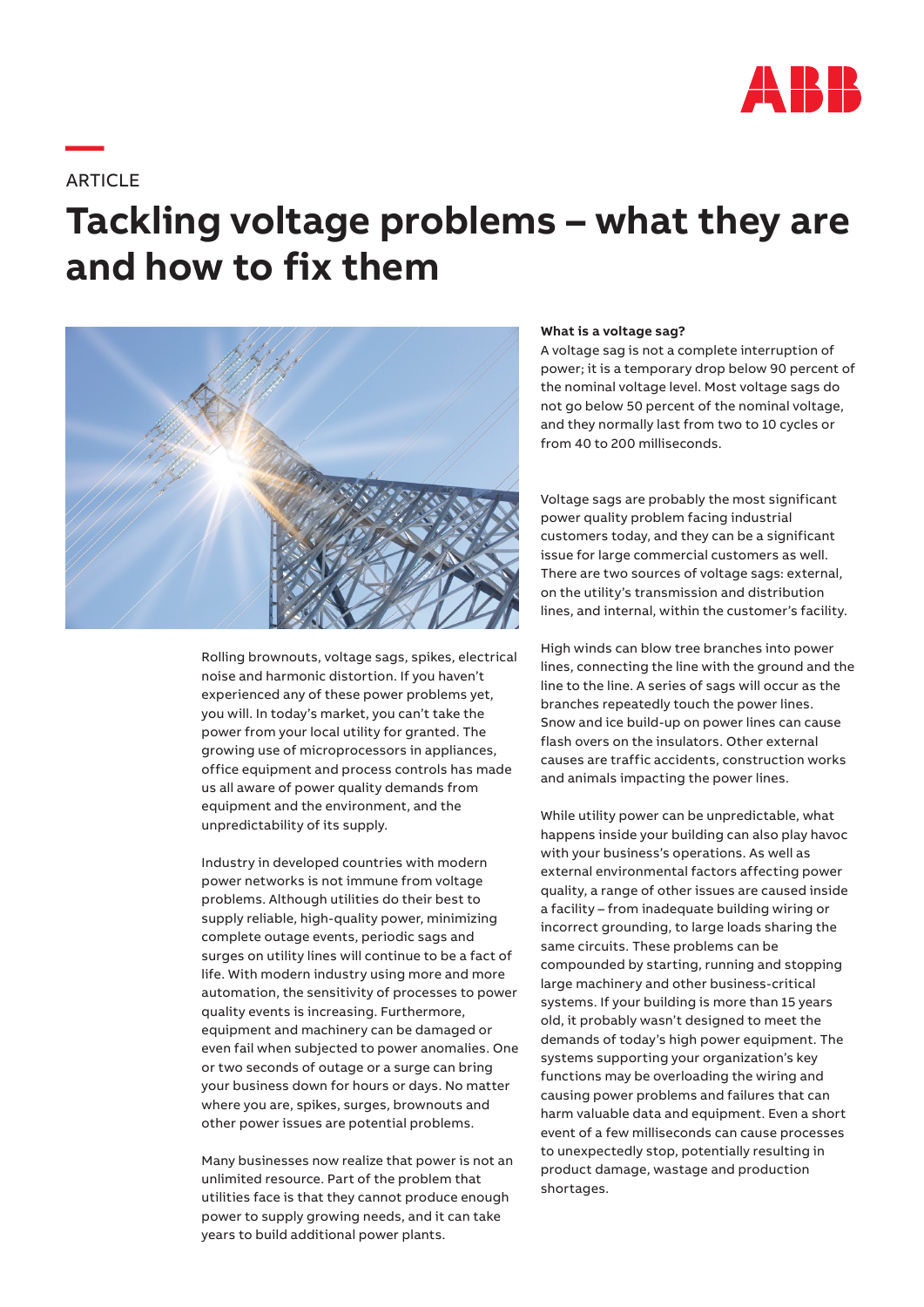ARTICLE

# Tackling voltage problems – what they are and how to fix them

Rolling brownouts, voltage sags, spikes, electrical noise and harmonic distortion. If you haven't experienced any of these power problems yet, you will. In today's market, you can't take the power from your local utility for granted. The growing use of microprocessors in appliances, office equipment and process controls has made us all aware of power quality demands from equipment and the environment, and the unpredictability of its supply.

Industry in developed countries with modern power networks is not immune from voltage problems. Although utilities do their best to supply reliable, high-quality power, minimizing complete outage events, periodic sags and surges on utility lines will continue to be a fact of life. With modern industry using more and more automation, the sensitivity of processes to power quality events is increasing. Furthermore, equipment and machinery can be damaged or even fail when subjected to power anomalies. One or two seconds of outage or a surge can bring your business down for hours or days. No matter where you are, spikes, surges, brownouts and other power issues are potential problems.

Many businesses now realize that power is not an unlimited resource. Part of the problem that utilities face is that they cannot produce enough power to supply growing needs, and it can take years to build additional power plants.

**What is a voltage sag?**

A voltage sag is not a complete interruption of power; it is a temporary drop below 90 percent of the nominal voltage level. Most voltage sags do not go below 50 percent of the nominal voltage, and they normally last from two to 10 cycles or from 40 to 200 milliseconds.

Voltage sags are probably the most significant power quality problem facing industrial customers today, and they can be a significant issue for large commercial customers as well. There are two sources of voltage sags: external, on the utility's transmission and distribution lines, and internal, within the customer's facility.

High winds can blow tree branches into power lines, connecting the line with the ground and the line to the line. A series of sags will occur as the branches repeatedly touch the power lines. Snow and ice build-up on power lines can cause flash overs on the insulators. Other external causes are traffic accidents, construction works and animals impacting the power lines.

While utility power can be unpredictable, what happens inside your building can also play havoc with your business's operations. As well as external environmental factors affecting power quality, a range of other issues are caused inside a facility – from inadequate building wiring or incorrect grounding, to large loads sharing the same circuits. These problems can be compounded by starting, running and stopping large machinery and other business-critical systems. If your building is more than 15 years old, it probably wasn't designed to meet the demands of today's high power equipment. The systems supporting your organization's key functions may be overloading the wiring and causing power problems and failures that can harm valuable data and equipment. Even a short event of a few milliseconds can cause processes to unexpectedly stop, potentially resulting in product damage, wastage and production shortages.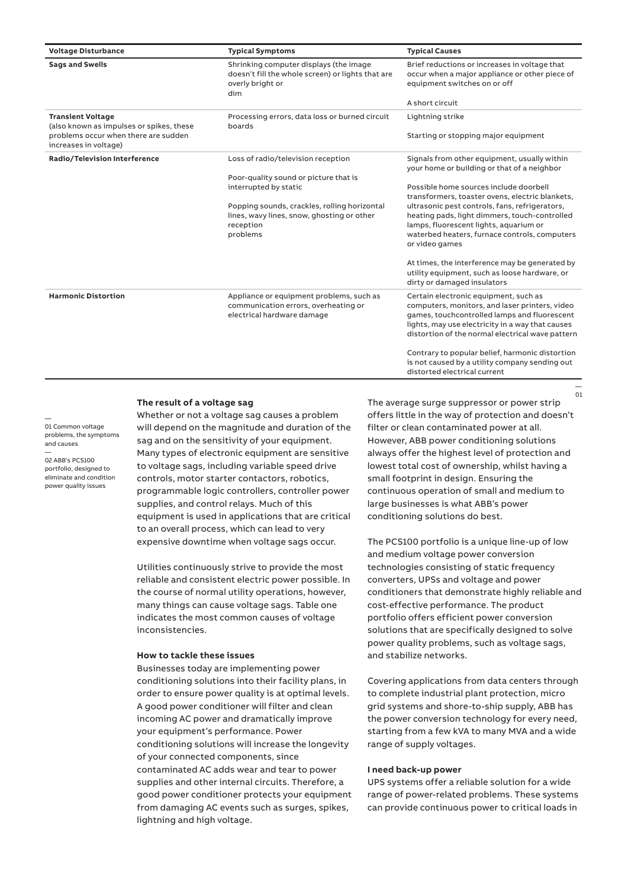| Voltage Disturbance | Typical Symptoms | Typical Causes |
|---|---|---|
| **Sags and Swells** | Shrinking computer displays (the image doesn't fill the whole screen) or lights that are overly bright or dim | Brief reductions or increases in voltage that occur when a major appliance or other piece of equipment switches on or off<br><br>A short circuit |
| **Transient Voltage** (also known as impulses or spikes, these problems occur when there are sudden increases in voltage) | Processing errors, data loss or burned circuit boards | Lightning strike<br><br>Starting or stopping major equipment |
| **Radio/Television Interference** | Loss of radio/television reception<br><br>Poor-quality sound or picture that is interrupted by static<br><br>Popping sounds, crackles, rolling horizontal lines, wavy lines, snow, ghosting or other reception problems | Signals from other equipment, usually within your home or building or that of a neighbor<br><br>Possible home sources include doorbell transformers, toaster ovens, electric blankets, ultrasonic pest controls, fans, refrigerators, heating pads, light dimmers, touch-controlled lamps, fluorescent lights, aquarium or waterbed heaters, furnace controls, computers or video games<br><br>At times, the interference may be generated by utility equipment, such as loose hardware, or dirty or damaged insulators |
| **Harmonic Distortion** | Appliance or equipment problems, such as communication errors, overheating or electrical hardware damage | Certain electronic equipment, such as computers, monitors, and laser printers, video games, touchcontrolled lamps and fluorescent lights, may use electricity in a way that causes distortion of the normal electrical wave pattern<br><br>Contrary to popular belief, harmonic distortion is not caused by a utility company sending out distorted electrical current |

— 01

— 01 Common voltage problems, the symptoms and causes

— 02 ABB's PCS100 portfolio, designed to eliminate and condition power quality issues

### The result of a voltage sag

Whether or not a voltage sag causes a problem will depend on the magnitude and duration of the sag and on the sensitivity of your equipment. Many types of electronic equipment are sensitive to voltage sags, including variable speed drive controls, motor starter contactors, robotics, programmable logic controllers, controller power supplies, and control relays. Much of this equipment is used in applications that are critical to an overall process, which can lead to very expensive downtime when voltage sags occur.

Utilities continuously strive to provide the most reliable and consistent electric power possible. In the course of normal utility operations, however, many things can cause voltage sags. Table one indicates the most common causes of voltage inconsistencies.

### How to tackle these issues

Businesses today are implementing power conditioning solutions into their facility plans, in order to ensure power quality is at optimal levels. A good power conditioner will filter and clean incoming AC power and dramatically improve your equipment's performance. Power conditioning solutions will increase the longevity of your connected components, since contaminated AC adds wear and tear to power supplies and other internal circuits. Therefore, a good power conditioner protects your equipment from damaging AC events such as surges, spikes, lightning and high voltage.

The average surge suppressor or power strip offers little in the way of protection and doesn't filter or clean contaminated power at all. However, ABB power conditioning solutions always offer the highest level of protection and lowest total cost of ownership, whilst having a small footprint in design. Ensuring the continuous operation of small and medium to large businesses is what ABB's power conditioning solutions do best.

The PCS100 portfolio is a unique line-up of low and medium voltage power conversion technologies consisting of static frequency converters, UPSs and voltage and power conditioners that demonstrate highly reliable and cost-effective performance. The product portfolio offers efficient power conversion solutions that are specifically designed to solve power quality problems, such as voltage sags, and stabilize networks.

Covering applications from data centers through to complete industrial plant protection, micro grid systems and shore-to-ship supply, ABB has the power conversion technology for every need, starting from a few kVA to many MVA and a wide range of supply voltages.

### I need back-up power

UPS systems offer a reliable solution for a wide range of power-related problems. These systems can provide continuous power to critical loads in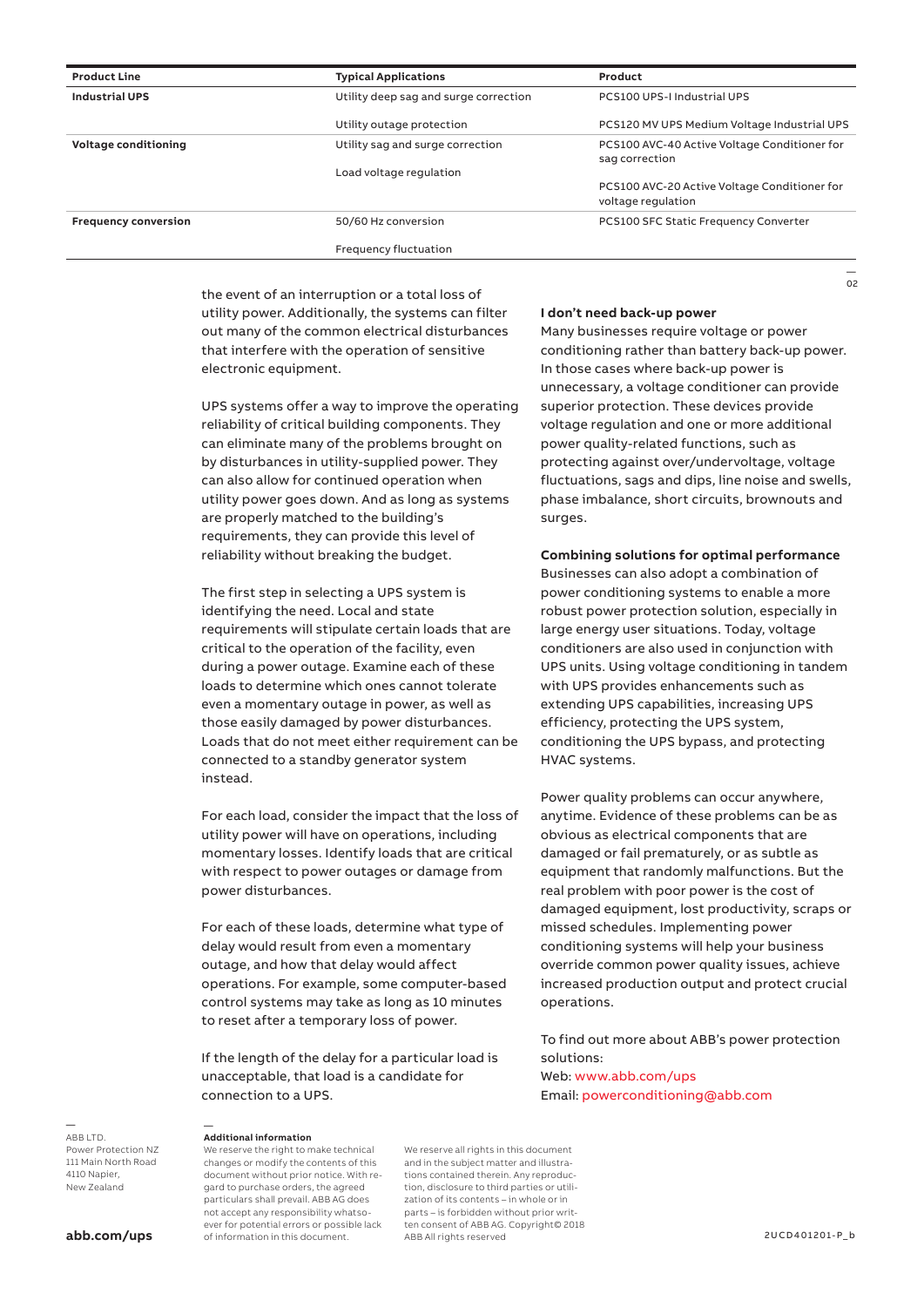| Product Line | Typical Applications | Product |
|---|---|---|
| **Industrial UPS** | Utility deep sag and surge correction | PCS100 UPS-I Industrial UPS |
| | Utility outage protection | PCS120 MV UPS Medium Voltage Industrial UPS |
| **Voltage conditioning** | Utility sag and surge correction | PCS100 AVC-40 Active Voltage Conditioner for sag correction |
| | Load voltage regulation | PCS100 AVC-20 Active Voltage Conditioner for voltage regulation |
| **Frequency conversion** | 50/60 Hz conversion | PCS100 SFC Static Frequency Converter |
| | Frequency fluctuation | |

the event of an interruption or a total loss of utility power. Additionally, the systems can filter out many of the common electrical disturbances that interfere with the operation of sensitive electronic equipment.

UPS systems offer a way to improve the operating reliability of critical building components. They can eliminate many of the problems brought on by disturbances in utility-supplied power. They can also allow for continued operation when utility power goes down. And as long as systems are properly matched to the building's requirements, they can provide this level of reliability without breaking the budget.

The first step in selecting a UPS system is identifying the need. Local and state requirements will stipulate certain loads that are critical to the operation of the facility, even during a power outage. Examine each of these loads to determine which ones cannot tolerate even a momentary outage in power, as well as those easily damaged by power disturbances. Loads that do not meet either requirement can be connected to a standby generator system instead.

For each load, consider the impact that the loss of utility power will have on operations, including momentary losses. Identify loads that are critical with respect to power outages or damage from power disturbances.

For each of these loads, determine what type of delay would result from even a momentary outage, and how that delay would affect operations. For example, some computer-based control systems may take as long as 10 minutes to reset after a temporary loss of power.

If the length of the delay for a particular load is unacceptable, that load is a candidate for connection to a UPS.

**I don't need back-up power**

Many businesses require voltage or power conditioning rather than battery back-up power. In those cases where back-up power is unnecessary, a voltage conditioner can provide superior protection. These devices provide voltage regulation and one or more additional power quality-related functions, such as protecting against over/undervoltage, voltage fluctuations, sags and dips, line noise and swells, phase imbalance, short circuits, brownouts and surges.

**Combining solutions for optimal performance**

Businesses can also adopt a combination of power conditioning systems to enable a more robust power protection solution, especially in large energy user situations. Today, voltage conditioners are also used in conjunction with UPS units. Using voltage conditioning in tandem with UPS provides enhancements such as extending UPS capabilities, increasing UPS efficiency, protecting the UPS system, conditioning the UPS bypass, and protecting HVAC systems.

Power quality problems can occur anywhere, anytime. Evidence of these problems can be as obvious as electrical components that are damaged or fail prematurely, or as subtle as equipment that randomly malfunctions. But the real problem with poor power is the cost of damaged equipment, lost productivity, scraps or missed schedules. Implementing power conditioning systems will help your business override common power quality issues, achieve increased production output and protect crucial operations.

To find out more about ABB's power protection solutions:
Web: www.abb.com/ups
Email: powerconditioning@abb.com

ABB LTD.
Power Protection NZ
111 Main North Road
4110 Napier,
New Zealand

**abb.com/ups**

**Additional information**

We reserve the right to make technical changes or modify the contents of this document without prior notice. With regard to purchase orders, the agreed particulars shall prevail. ABB AG does not accept any responsibility whatsoever for potential errors or possible lack of information in this document.

We reserve all rights in this document and in the subject matter and illustrations contained therein. Any reproduction, disclosure to third parties or utilization of its contents – in whole or in parts – is forbidden without prior written consent of ABB AG. Copyright© 2018 ABB All rights reserved

2UCD401201-P_b